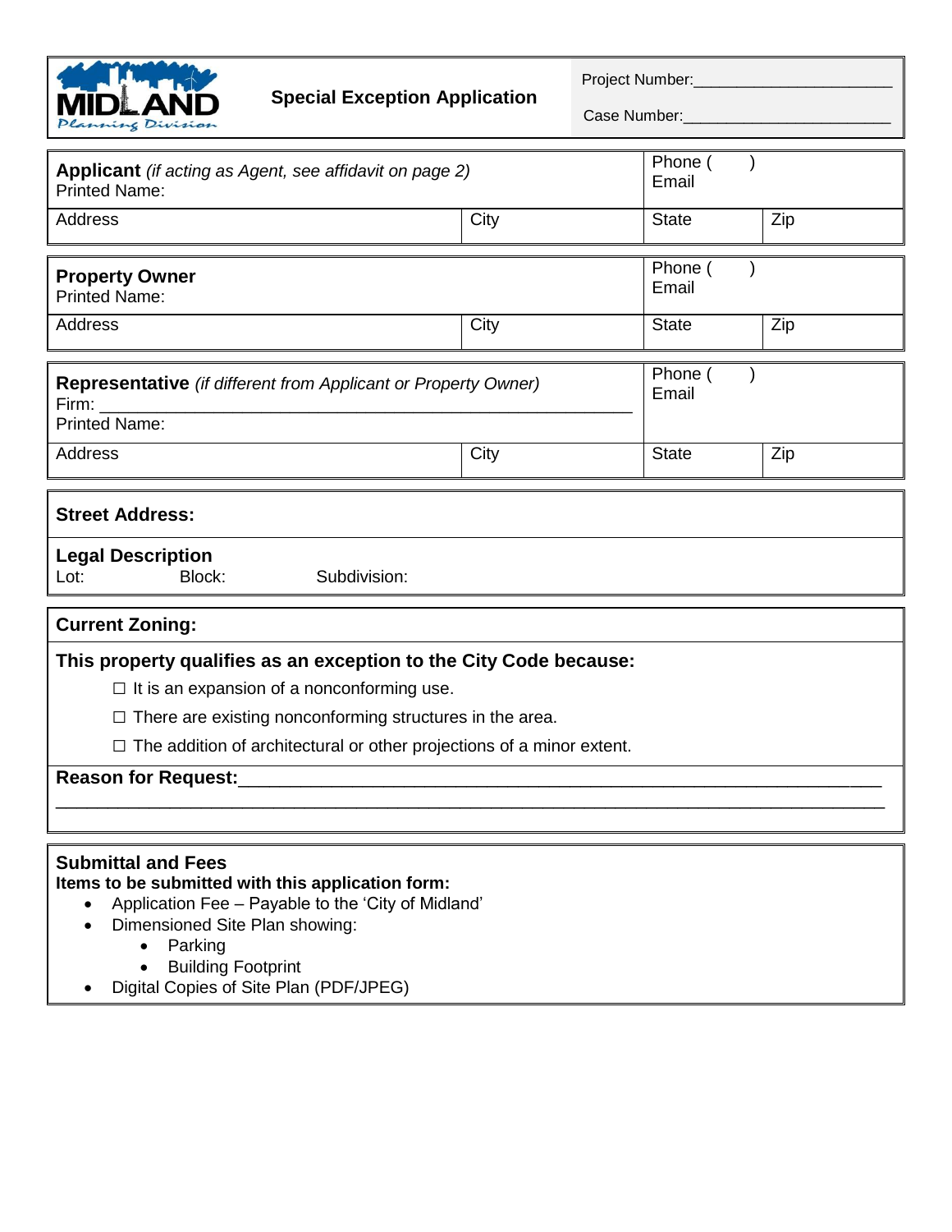MIDLAND Planning Division

# Special Exception Application

Project Number:_______________________

Case Number:_________________________

| | | | |
|---|---|---|---|
| **Applicant** *(if acting as Agent, see affidavit on page 2)* Printed Name: | | Phone (  ) Email | |
| Address | City | State | Zip |

| | | | |
|---|---|---|---|
| **Property Owner** Printed Name: | | Phone (  ) Email | |
| Address | City | State | Zip |

| | | | |
|---|---|---|---|
| **Representative** *(if different from Applicant or Property Owner)* Firm: ______________________________ Printed Name: | | Phone (  ) Email | |
| Address | City | State | Zip |

**Street Address:**

**Legal Description**
Lot: Block: Subdivision:

**Current Zoning:**

**This property qualifies as an exception to the City Code because:**

☐ It is an expansion of a nonconforming use.

☐ There are existing nonconforming structures in the area.

☐ The addition of architectural or other projections of a minor extent.

**Reason for Request:**____________________________________________________________________

_______________________________________________________________________________________

**Submittal and Fees**
**Items to be submitted with this application form:**

- Application Fee – Payable to the 'City of Midland'
- Dimensioned Site Plan showing:
  - Parking
  - Building Footprint
- Digital Copies of Site Plan (PDF/JPEG)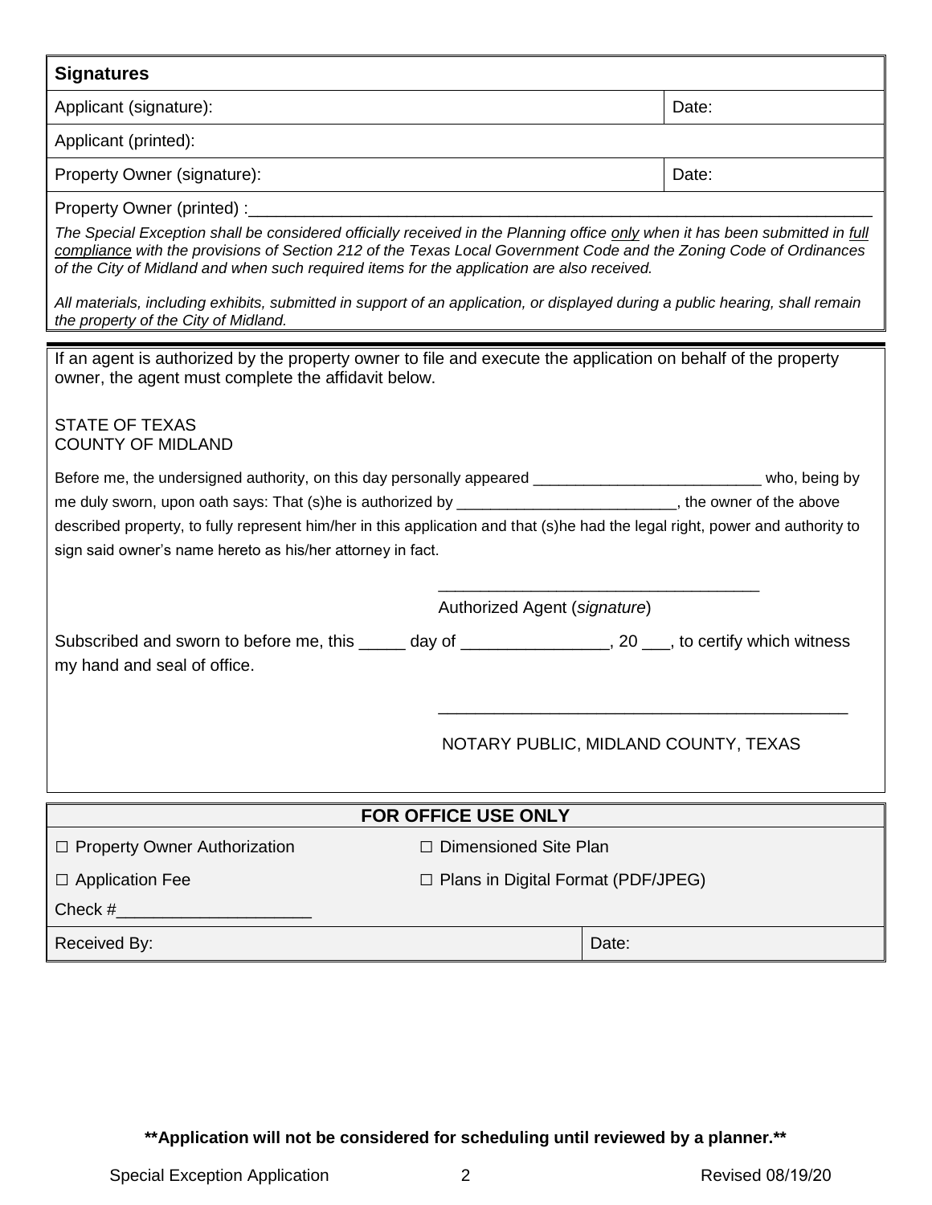| **Signatures** | |
|---|---|
| Applicant (signature): | Date: |
| Applicant (printed): | |
| Property Owner (signature): | Date: |

Property Owner (printed) :_______________________________________________________________________

*The Special Exception shall be considered officially received in the Planning office only when it has been submitted in full compliance with the provisions of Section 212 of the Texas Local Government Code and the Zoning Code of Ordinances of the City of Midland and when such required items for the application are also received.*

*All materials, including exhibits, submitted in support of an application, or displayed during a public hearing, shall remain the property of the City of Midland.*

---

If an agent is authorized by the property owner to file and execute the application on behalf of the property owner, the agent must complete the affidavit below.

STATE OF TEXAS
COUNTY OF MIDLAND

Before me, the undersigned authority, on this day personally appeared ___________________________ who, being by me duly sworn, upon oath says: That (s)he is authorized by __________________________, the owner of the above described property, to fully represent him/her in this application and that (s)he had the legal right, power and authority to sign said owner's name hereto as his/her attorney in fact.

___________________________________
Authorized Agent (*signature*)

Subscribed and sworn to before me, this _____ day of ________________, 20 ___, to certify which witness my hand and seal of office.

_____________________________________________
NOTARY PUBLIC, MIDLAND COUNTY, TEXAS

| **FOR OFFICE USE ONLY** | |
|---|---|
| ☐ Property Owner Authorization | ☐ Dimensioned Site Plan |
| ☐ Application Fee | ☐ Plans in Digital Format (PDF/JPEG) |
| Check #____________________ | |
| Received By: | Date: |

**\*\*Application will not be considered for scheduling until reviewed by a planner.\*\***

Special Exception Application Revised 08/19/20